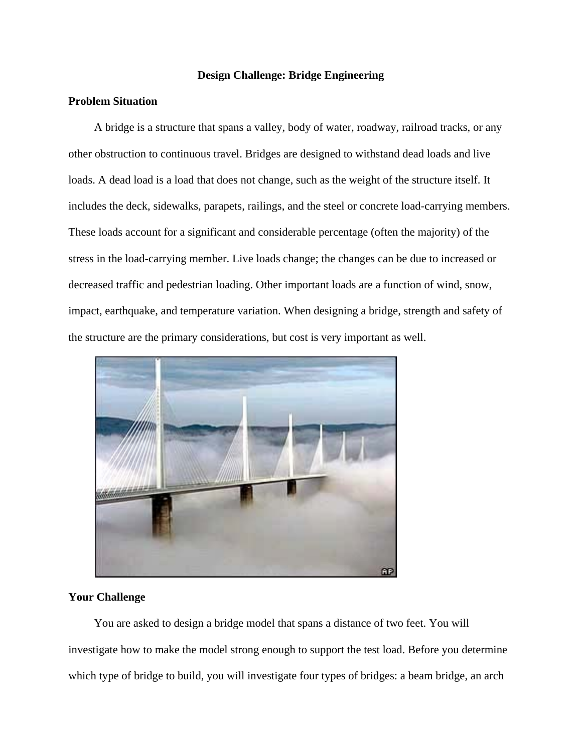# Design Challenge: Bridge Engineering

## Problem Situation

A bridge is a structure that spans a valley, body of water, roadway, railroad tracks, or any other obstruction to continuous travel. Bridges are designed to withstand dead loads and live loads. A dead load is a load that does not change, such as the weight of the structure itself. It includes the deck, sidewalks, parapets, railings, and the steel or concrete load-carrying members. These loads account for a significant and considerable percentage (often the majority) of the stress in the load-carrying member. Live loads change; the changes can be due to increased or decreased traffic and pedestrian loading. Other important loads are a function of wind, snow, impact, earthquake, and temperature variation. When designing a bridge, strength and safety of the structure are the primary considerations, but cost is very important as well.

## Your Challenge

You are asked to design a bridge model that spans a distance of two feet. You will investigate how to make the model strong enough to support the test load. Before you determine which type of bridge to build, you will investigate four types of bridges: a beam bridge, an arch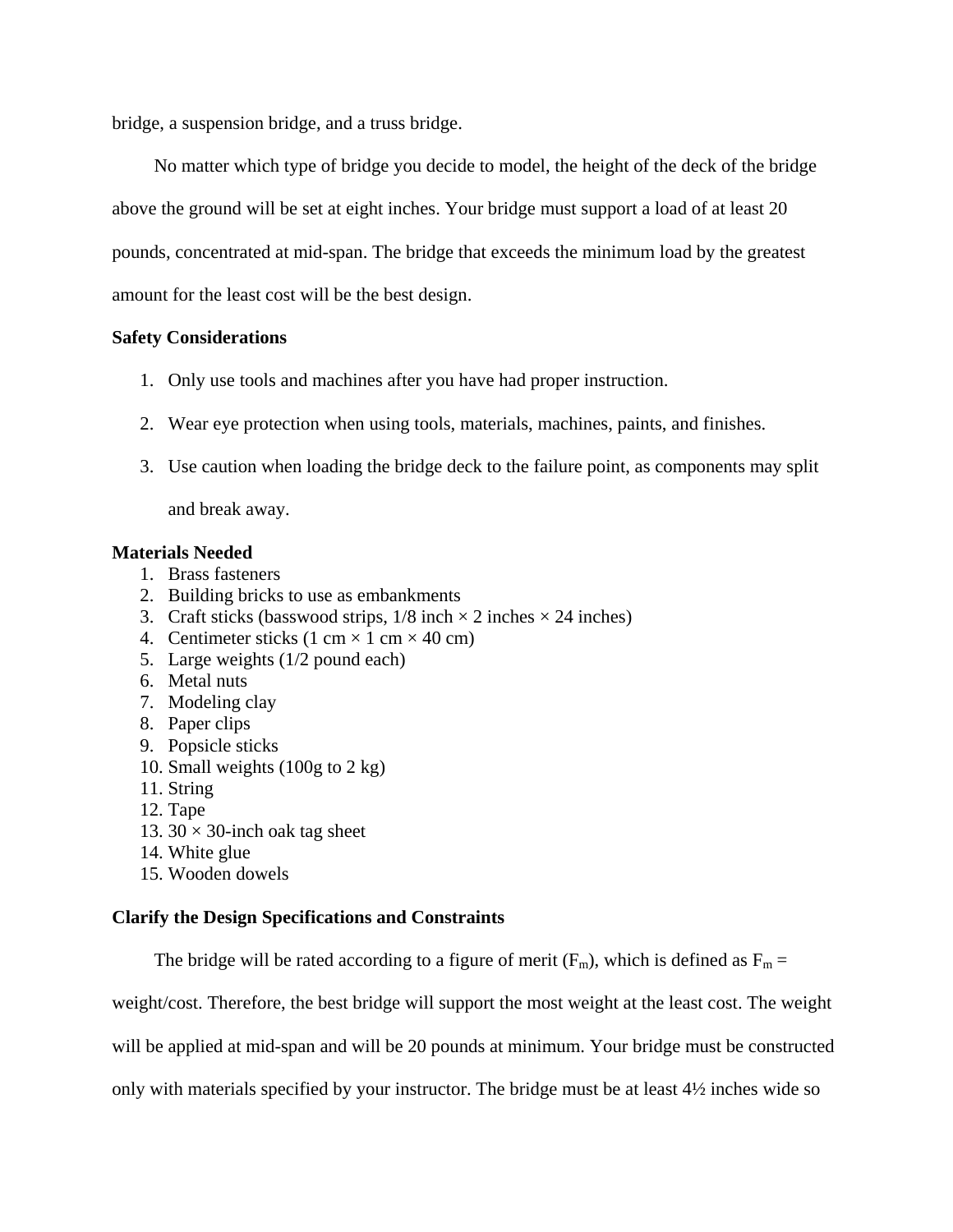bridge, a suspension bridge, and a truss bridge.

No matter which type of bridge you decide to model, the height of the deck of the bridge above the ground will be set at eight inches. Your bridge must support a load of at least 20 pounds, concentrated at mid-span. The bridge that exceeds the minimum load by the greatest amount for the least cost will be the best design.

**Safety Considerations**

1. Only use tools and machines after you have had proper instruction.
2. Wear eye protection when using tools, materials, machines, paints, and finishes.
3. Use caution when loading the bridge deck to the failure point, as components may split and break away.

**Materials Needed**

1. Brass fasteners
2. Building bricks to use as embankments
3. Craft sticks (basswood strips, 1/8 inch × 2 inches × 24 inches)
4. Centimeter sticks (1 cm × 1 cm × 40 cm)
5. Large weights (1/2 pound each)
6. Metal nuts
7. Modeling clay
8. Paper clips
9. Popsicle sticks
10. Small weights (100g to 2 kg)
11. String
12. Tape
13. 30 × 30-inch oak tag sheet
14. White glue
15. Wooden dowels

**Clarify the Design Specifications and Constraints**

The bridge will be rated according to a figure of merit ($F_m$), which is defined as $F_m$ = weight/cost. Therefore, the best bridge will support the most weight at the least cost. The weight will be applied at mid-span and will be 20 pounds at minimum. Your bridge must be constructed only with materials specified by your instructor. The bridge must be at least 4½ inches wide so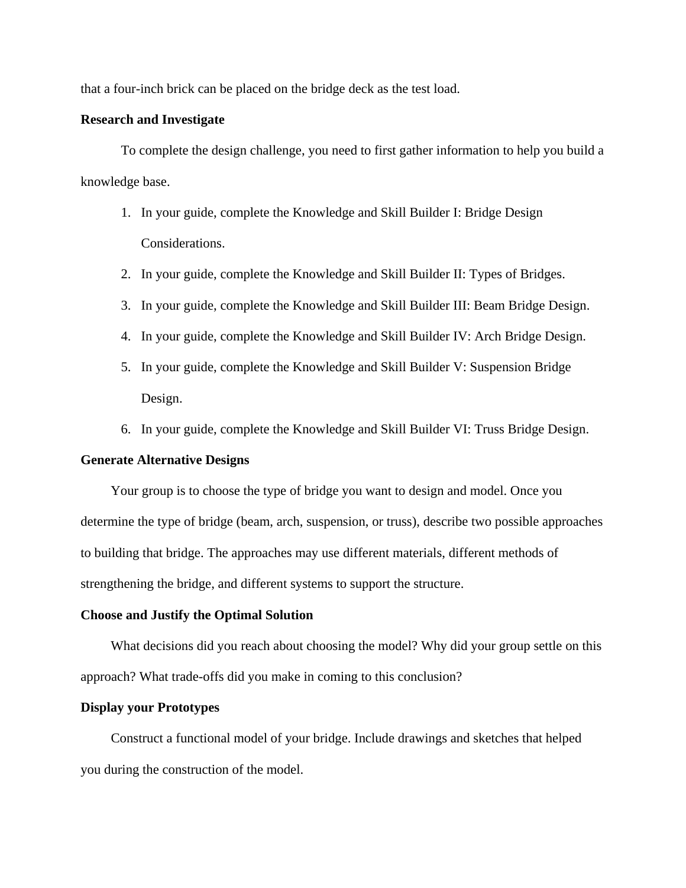that a four-inch brick can be placed on the bridge deck as the test load.

**Research and Investigate**

To complete the design challenge, you need to first gather information to help you build a knowledge base.

1. In your guide, complete the Knowledge and Skill Builder I: Bridge Design Considerations.
2. In your guide, complete the Knowledge and Skill Builder II: Types of Bridges.
3. In your guide, complete the Knowledge and Skill Builder III: Beam Bridge Design.
4. In your guide, complete the Knowledge and Skill Builder IV: Arch Bridge Design.
5. In your guide, complete the Knowledge and Skill Builder V: Suspension Bridge Design.
6. In your guide, complete the Knowledge and Skill Builder VI: Truss Bridge Design.

**Generate Alternative Designs**

Your group is to choose the type of bridge you want to design and model. Once you determine the type of bridge (beam, arch, suspension, or truss), describe two possible approaches to building that bridge. The approaches may use different materials, different methods of strengthening the bridge, and different systems to support the structure.

**Choose and Justify the Optimal Solution**

What decisions did you reach about choosing the model? Why did your group settle on this approach? What trade-offs did you make in coming to this conclusion?

**Display your Prototypes**

Construct a functional model of your bridge. Include drawings and sketches that helped you during the construction of the model.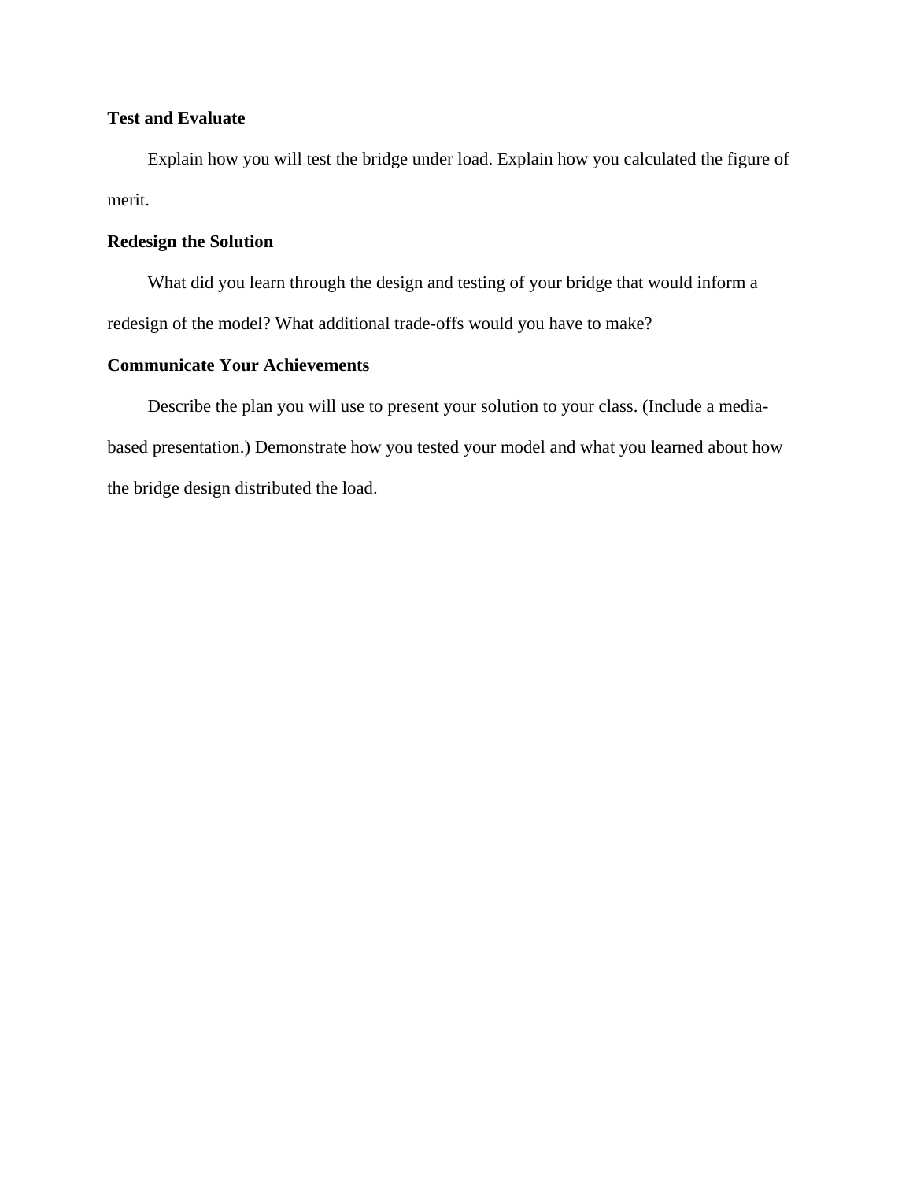**Test and Evaluate**

Explain how you will test the bridge under load. Explain how you calculated the figure of merit.

**Redesign the Solution**

What did you learn through the design and testing of your bridge that would inform a redesign of the model? What additional trade-offs would you have to make?

**Communicate Your Achievements**

Describe the plan you will use to present your solution to your class. (Include a media-based presentation.) Demonstrate how you tested your model and what you learned about how the bridge design distributed the load.